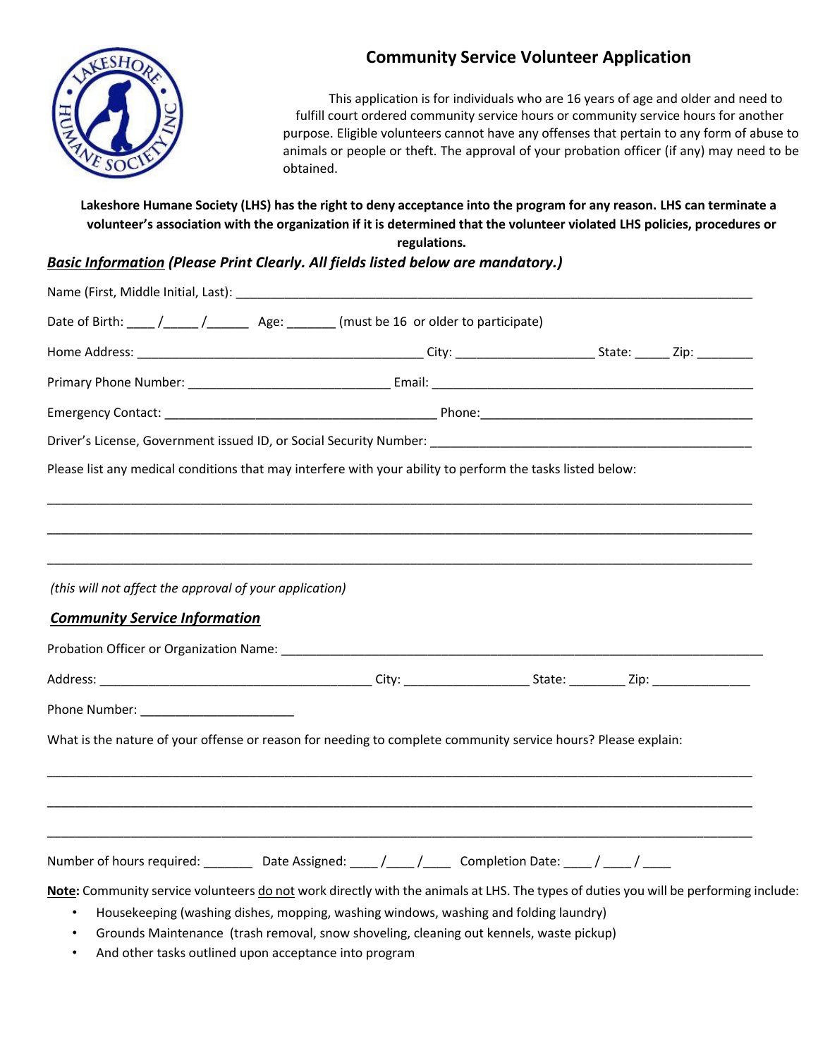# Community Service Volunteer Application

This application is for individuals who are 16 years of age and older and need to fulfill court ordered community service hours or community service hours for another purpose. Eligible volunteers cannot have any offenses that pertain to any form of abuse to animals or people or theft. The approval of your probation officer (if any) may need to be obtained.

**Lakeshore Humane Society (LHS) has the right to deny acceptance into the program for any reason. LHS can terminate a volunteer's association with the organization if it is determined that the volunteer violated LHS policies, procedures or regulations.**

***Basic Information* (Please Print Clearly. All fields listed below are mandatory.)**

Name (First, Middle Initial, Last): ____________________________________________________________

Date of Birth: ____ /_____ /______ Age: _______ (must be 16 or older to participate)

Home Address: ________________________________________ City: ___________________ State: _____ Zip: ________

Primary Phone Number: ____________________________ Email: _____________________________________________

Emergency Contact: ______________________________________ Phone:_____________________________________

Driver's License, Government issued ID, or Social Security Number: _____________________________________________

Please list any medical conditions that may interfere with your ability to perform the tasks listed below:

______________________________________________________________________________________________

______________________________________________________________________________________________

______________________________________________________________________________________________

*(this will not affect the approval of your application)*

***Community Service Information***

Probation Officer or Organization Name: ______________________________________________________________

Address: ______________________________________ City: _________________ State: ________ Zip: ______________

Phone Number: ______________________

What is the nature of your offense or reason for needing to complete community service hours? Please explain:

______________________________________________________________________________________________

______________________________________________________________________________________________

______________________________________________________________________________________________

Number of hours required: _______ Date Assigned: ____ /____ /____ Completion Date: ____ / ____ / ____

**Note:** Community service volunteers do not work directly with the animals at LHS. The types of duties you will be performing include:

- Housekeeping (washing dishes, mopping, washing windows, washing and folding laundry)
- Grounds Maintenance (trash removal, snow shoveling, cleaning out kennels, waste pickup)
- And other tasks outlined upon acceptance into program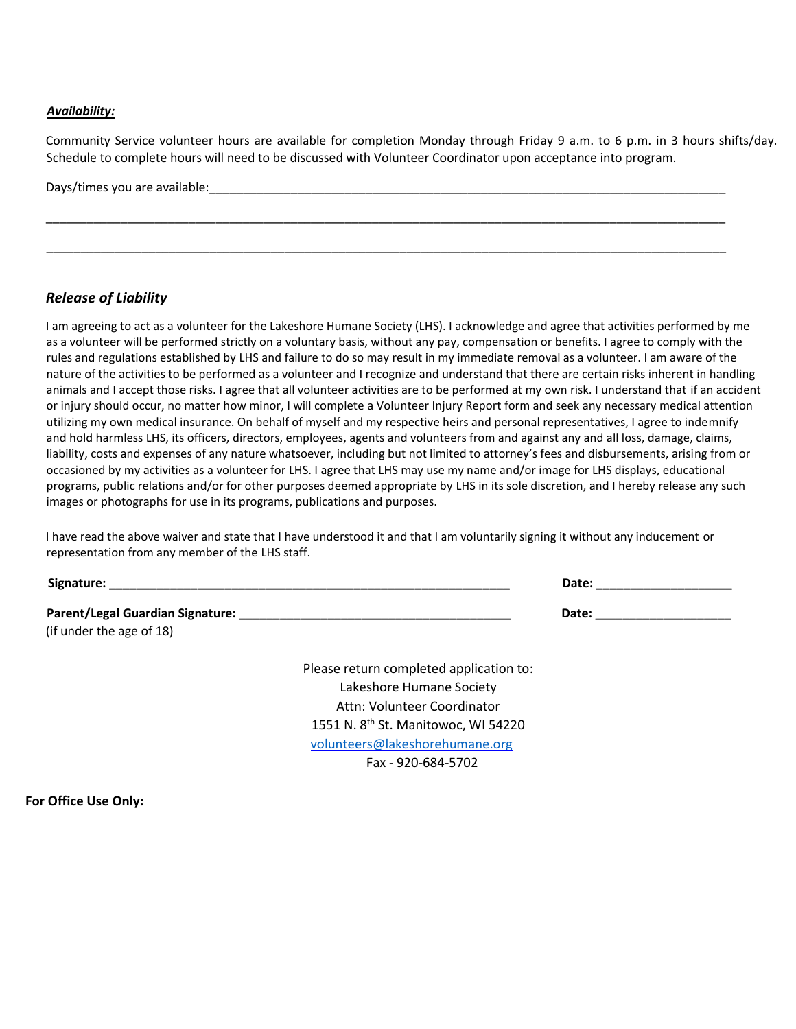***Availability:***

Community Service volunteer hours are available for completion Monday through Friday 9 a.m. to 6 p.m. in 3 hours shifts/day. Schedule to complete hours will need to be discussed with Volunteer Coordinator upon acceptance into program.

Days/times you are available:_______________________________________________________________________________

_____________________________________________________________________________________________________

_____________________________________________________________________________________________________

## ***Release of Liability***

I am agreeing to act as a volunteer for the Lakeshore Humane Society (LHS). I acknowledge and agree that activities performed by me as a volunteer will be performed strictly on a voluntary basis, without any pay, compensation or benefits. I agree to comply with the rules and regulations established by LHS and failure to do so may result in my immediate removal as a volunteer. I am aware of the nature of the activities to be performed as a volunteer and I recognize and understand that there are certain risks inherent in handling animals and I accept those risks. I agree that all volunteer activities are to be performed at my own risk. I understand that if an accident or injury should occur, no matter how minor, I will complete a Volunteer Injury Report form and seek any necessary medical attention utilizing my own medical insurance. On behalf of myself and my respective heirs and personal representatives, I agree to indemnify and hold harmless LHS, its officers, directors, employees, agents and volunteers from and against any and all loss, damage, claims, liability, costs and expenses of any nature whatsoever, including but not limited to attorney's fees and disbursements, arising from or occasioned by my activities as a volunteer for LHS. I agree that LHS may use my name and/or image for LHS displays, educational programs, public relations and/or for other purposes deemed appropriate by LHS in its sole discretion, and I hereby release any such images or photographs for use in its programs, publications and purposes.

I have read the above waiver and state that I have understood it and that I am voluntarily signing it without any inducement or representation from any member of the LHS staff.

**Signature: _____________________________________________________________** **Date: ____________________**

**Parent/Legal Guardian Signature: ________________________________________** **Date: ____________________**
(if under the age of 18)

Please return completed application to:
Lakeshore Humane Society
Attn: Volunteer Coordinator
1551 N. 8th St. Manitowoc, WI 54220
volunteers@lakeshorehumane.org
Fax - 920-684-5702

**For Office Use Only:**